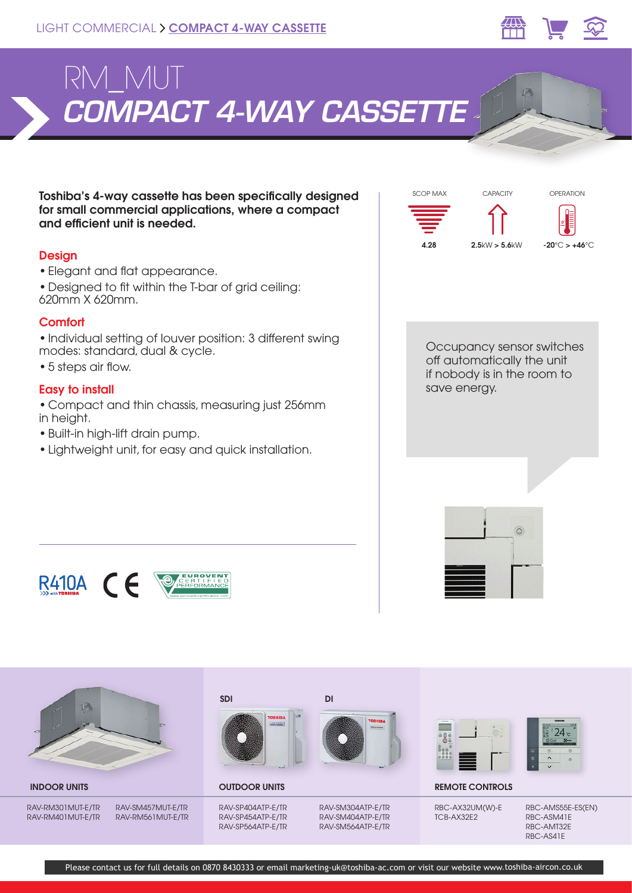LIGHT COMMERCIAL > COMPACT 4-WAY CASSETTE

# RM_MUT
# COMPACT 4-WAY CASSETTE

**Toshiba's 4-way cassette has been specifically designed for small commercial applications, where a compact and efficient unit is needed.**

### Design

- Elegant and flat appearance.
- Designed to fit within the T-bar of grid ceiling: 620mm X 620mm.

### Comfort

- Individual setting of louver position: 3 different swing modes: standard, dual & cycle.
- 5 steps air flow.

### Easy to install

- Compact and thin chassis, measuring just 256mm in height.
- Built-in high-lift drain pump.
- Lightweight unit, for easy and quick installation.

R410A with TOSHIBA | CE | EUROVENT CERTIFIED PERFORMANCE www.eurovent-certification.com

| SCOP MAX | CAPACITY | OPERATION |
|---|---|---|
| **4.28** | **2.5**kW > **5.6**kW | **-20**°C > **+46**°C |

Occupancy sensor switches off automatically the unit if nobody is in the room to save energy.

| INDOOR UNITS | | OUTDOOR UNITS (SDI) | OUTDOOR UNITS (DI) | REMOTE CONTROLS | |
|---|---|---|---|---|---|
| RAV-RM301MUT-E/TR | RAV-SM457MUT-E/TR | RAV-SP404ATP-E/TR | RAV-SM304ATP-E/TR | RBC-AX32UM(W)-E | RBC-AMS55E-ES(EN) |
| RAV-RM401MUT-E/TR | RAV-RM561MUT-E/TR | RAV-SP454ATP-E/TR | RAV-SM404ATP-E/TR | TCB-AX32E2 | RBC-ASM41E |
| | | RAV-SP564ATP-E/TR | RAV-SM564ATP-E/TR | | RBC-AMT32E |
| | | | | | RBC-AS41E |

Please contact us for full details on 0870 8430333 or email marketing-uk@toshiba-ac.com or visit our website www.toshiba-aircon.co.uk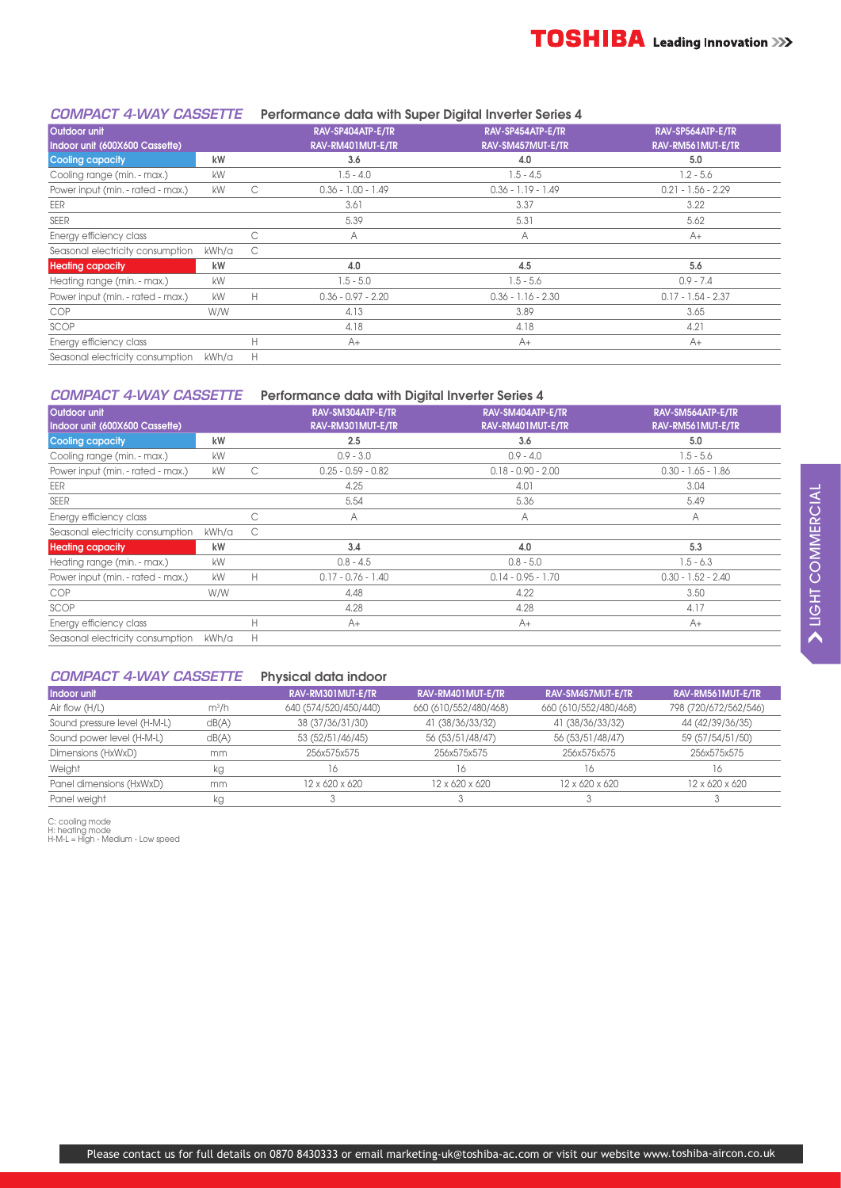## *COMPACT 4-WAY CASSETTE* Performance data with Super Digital Inverter Series 4

| Outdoor unit | | | RAV-SP404ATP-E/TR | RAV-SP454ATP-E/TR | RAV-SP564ATP-E/TR |
|---|---|---|---|---|---|
| Indoor unit (600X600 Cassette) | | | RAV-RM401MUT-E/TR | RAV-SM457MUT-E/TR | RAV-RM561MUT-E/TR |
| **Cooling capacity** | **kW** | | **3.6** | **4.0** | **5.0** |
| Cooling range (min. - max.) | kW | | 1.5 - 4.0 | 1.5 - 4.5 | 1.2 - 5.6 |
| Power input (min. - rated - max.) | kW | C | 0.36 - 1.00 - 1.49 | 0.36 - 1.19 - 1.49 | 0.21 - 1.56 - 2.29 |
| EER | | | 3.61 | 3.37 | 3.22 |
| SEER | | | 5.39 | 5.31 | 5.62 |
| Energy efficiency class | | C | A | A | A+ |
| Seasonal electricity consumption | kWh/a | C | | | |
| **Heating capacity** | **kW** | | **4.0** | **4.5** | **5.6** |
| Heating range (min. - max.) | kW | | 1.5 - 5.0 | 1.5 - 5.6 | 0.9 - 7.4 |
| Power input (min. - rated - max.) | kW | H | 0.36 - 0.97 - 2.20 | 0.36 - 1.16 - 2.30 | 0.17 - 1.54 - 2.37 |
| COP | W/W | | 4.13 | 3.89 | 3.65 |
| SCOP | | | 4.18 | 4.18 | 4.21 |
| Energy efficiency class | | H | A+ | A+ | A+ |
| Seasonal electricity consumption | kWh/a | H | | | |

## *COMPACT 4-WAY CASSETTE* Performance data with Digital Inverter Series 4

| Outdoor unit | | | RAV-SM304ATP-E/TR | RAV-SM404ATP-E/TR | RAV-SM564ATP-E/TR |
|---|---|---|---|---|---|
| Indoor unit (600X600 Cassette) | | | RAV-RM301MUT-E/TR | RAV-RM401MUT-E/TR | RAV-RM561MUT-E/TR |
| **Cooling capacity** | **kW** | | **2.5** | **3.6** | **5.0** |
| Cooling range (min. - max.) | kW | | 0.9 - 3.0 | 0.9 - 4.0 | 1.5 - 5.6 |
| Power input (min. - rated - max.) | kW | C | 0.25 - 0.59 - 0.82 | 0.18 - 0.90 - 2.00 | 0.30 - 1.65 - 1.86 |
| EER | | | 4.25 | 4.01 | 3.04 |
| SEER | | | 5.54 | 5.36 | 5.49 |
| Energy efficiency class | | C | A | A | A |
| Seasonal electricity consumption | kWh/a | C | | | |
| **Heating capacity** | **kW** | | **3.4** | **4.0** | **5.3** |
| Heating range (min. - max.) | kW | | 0.8 - 4.5 | 0.8 - 5.0 | 1.5 - 6.3 |
| Power input (min. - rated - max.) | kW | H | 0.17 - 0.76 - 1.40 | 0.14 - 0.95 - 1.70 | 0.30 - 1.52 - 2.40 |
| COP | W/W | | 4.48 | 4.22 | 3.50 |
| SCOP | | | 4.28 | 4.28 | 4.17 |
| Energy efficiency class | | H | A+ | A+ | A+ |
| Seasonal electricity consumption | kWh/a | H | | | |

## *COMPACT 4-WAY CASSETTE* Physical data indoor

| Indoor unit | | RAV-RM301MUT-E/TR | RAV-RM401MUT-E/TR | RAV-SM457MUT-E/TR | RAV-RM561MUT-E/TR |
|---|---|---|---|---|---|
| Air flow (H/L) | $m^3/h$ | 640 (574/520/450/440) | 660 (610/552/480/468) | 660 (610/552/480/468) | 798 (720/672/562/546) |
| Sound pressure level (H-M-L) | dB(A) | 38 (37/36/31/30) | 41 (38/36/33/32) | 41 (38/36/33/32) | 44 (42/39/36/35) |
| Sound power level (H-M-L) | dB(A) | 53 (52/51/46/45) | 56 (53/51/48/47) | 56 (53/51/48/47) | 59 (57/54/51/50) |
| Dimensions (HxWxD) | mm | 256x575x575 | 256x575x575 | 256x575x575 | 256x575x575 |
| Weight | kg | 16 | 16 | 16 | 16 |
| Panel dimensions (HxWxD) | mm | 12 x 620 x 620 | 12 x 620 x 620 | 12 x 620 x 620 | 12 x 620 x 620 |
| Panel weight | kg | 3 | 3 | 3 | 3 |

C: cooling mode
H: heating mode
H-M-L = High - Medium - Low speed

Please contact us for full details on 0870 8430333 or email marketing-uk@toshiba-ac.com or visit our website www.toshiba-aircon.co.uk